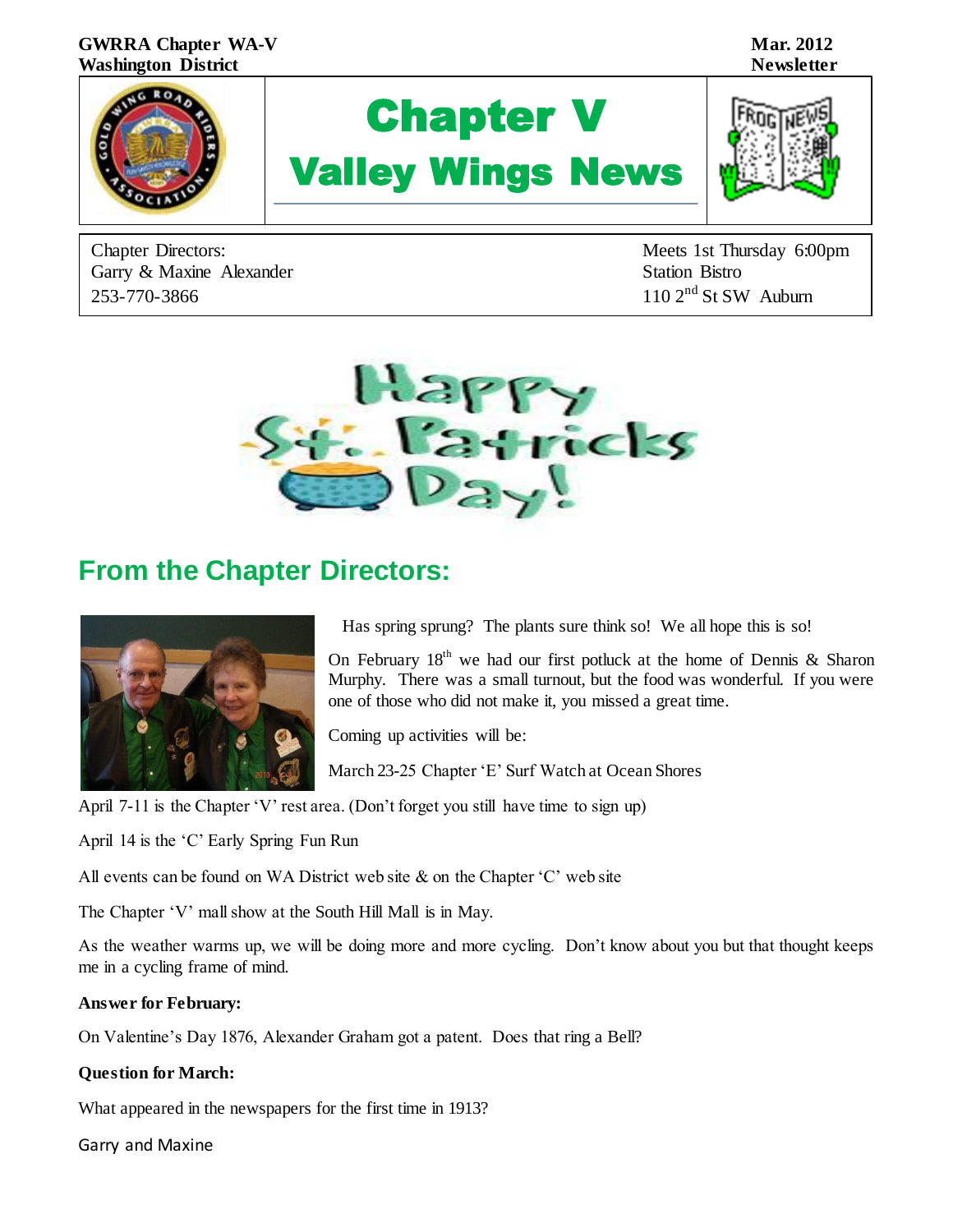GWRRA Chapter WA-V
Washington District

Mar. 2012
Newsletter

# Chapter V Valley Wings News

Chapter Directors:
Garry & Maxine Alexander
253-770-3866

Meets 1st Thursday 6:00pm
Station Bistro
110 2nd St SW Auburn

Happy St. Patricks Day!

## From the Chapter Directors:

Has spring sprung? The plants sure think so! We all hope this is so!

On February 18th we had our first potluck at the home of Dennis & Sharon Murphy. There was a small turnout, but the food was wonderful. If you were one of those who did not make it, you missed a great time.

Coming up activities will be:

March 23-25 Chapter 'E' Surf Watch at Ocean Shores

April 7-11 is the Chapter 'V' rest area. (Don't forget you still have time to sign up)

April 14 is the 'C' Early Spring Fun Run

All events can be found on WA District web site & on the Chapter 'C' web site

The Chapter 'V' mall show at the South Hill Mall is in May.

As the weather warms up, we will be doing more and more cycling. Don't know about you but that thought keeps me in a cycling frame of mind.

**Answer for February:**

On Valentine's Day 1876, Alexander Graham got a patent. Does that ring a Bell?

**Question for March:**

What appeared in the newspapers for the first time in 1913?

Garry and Maxine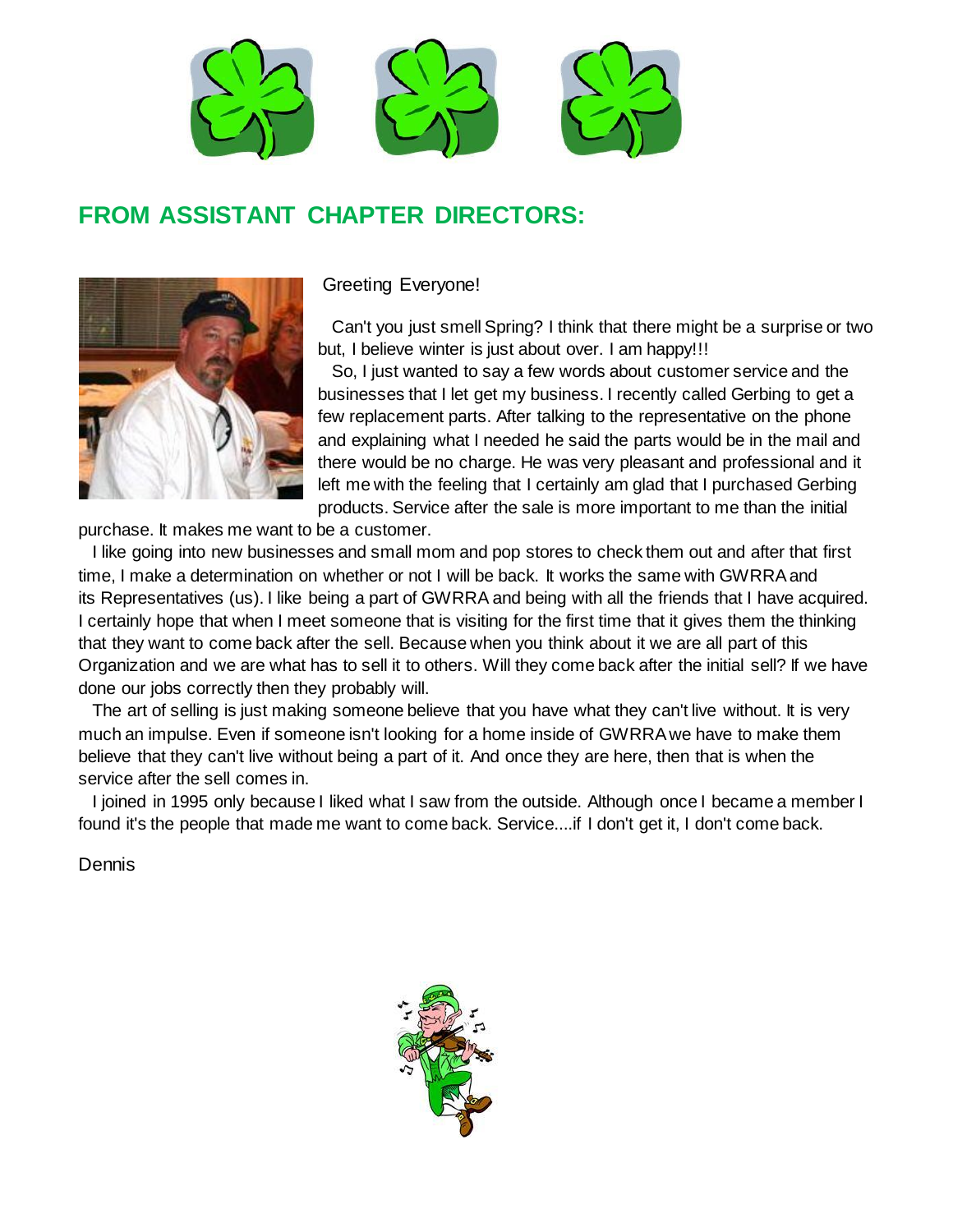## FROM ASSISTANT CHAPTER DIRECTORS:

Greeting Everyone!

Can't you just smell Spring? I think that there might be a surprise or two but, I believe winter is just about over. I am happy!!!

So, I just wanted to say a few words about customer service and the businesses that I let get my business. I recently called Gerbing to get a few replacement parts. After talking to the representative on the phone and explaining what I needed he said the parts would be in the mail and there would be no charge. He was very pleasant and professional and it left me with the feeling that I certainly am glad that I purchased Gerbing products. Service after the sale is more important to me than the initial purchase. It makes me want to be a customer.

I like going into new businesses and small mom and pop stores to check them out and after that first time, I make a determination on whether or not I will be back. It works the same with GWRRA and its Representatives (us). I like being a part of GWRRA and being with all the friends that I have acquired. I certainly hope that when I meet someone that is visiting for the first time that it gives them the thinking that they want to come back after the sell. Because when you think about it we are all part of this Organization and we are what has to sell it to others. Will they come back after the initial sell? If we have done our jobs correctly then they probably will.

The art of selling is just making someone believe that you have what they can't live without. It is very much an impulse. Even if someone isn't looking for a home inside of GWRRA we have to make them believe that they can't live without being a part of it. And once they are here, then that is when the service after the sell comes in.

I joined in 1995 only because I liked what I saw from the outside. Although once I became a member I found it's the people that made me want to come back. Service....if I don't get it, I don't come back.

Dennis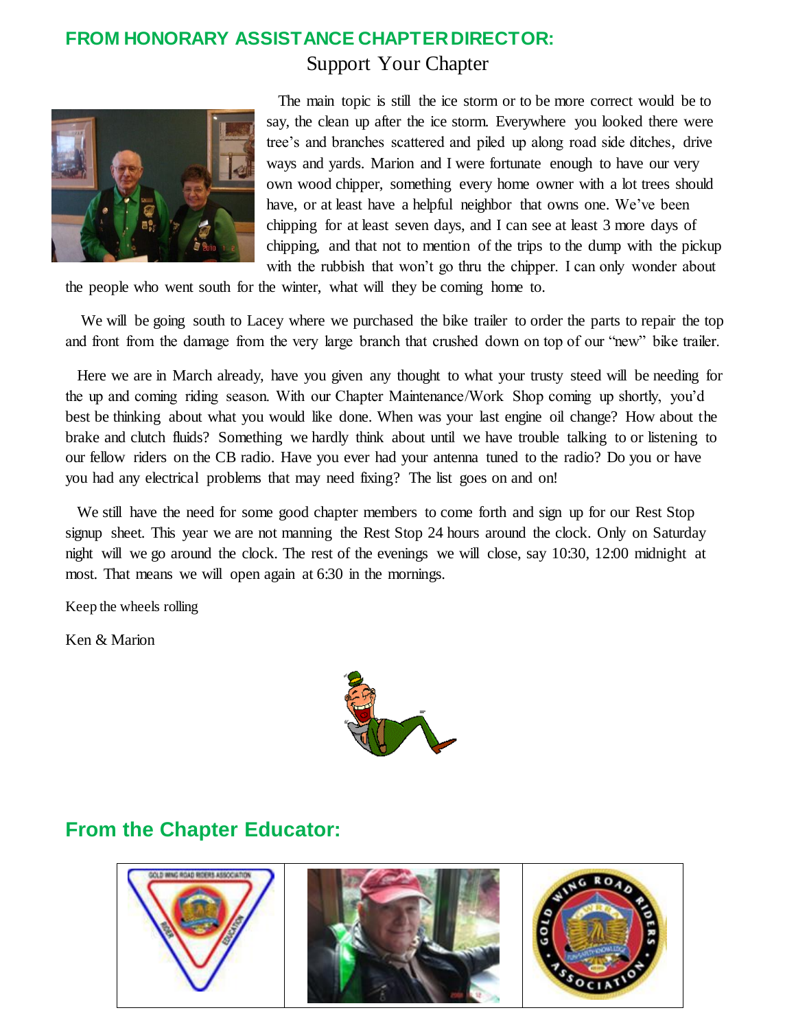## FROM HONORARY ASSISTANCE CHAPTER DIRECTOR:

Support Your Chapter

The main topic is still the ice storm or to be more correct would be to say, the clean up after the ice storm. Everywhere you looked there were tree's and branches scattered and piled up along road side ditches, drive ways and yards. Marion and I were fortunate enough to have our very own wood chipper, something every home owner with a lot trees should have, or at least have a helpful neighbor that owns one. We've been chipping for at least seven days, and I can see at least 3 more days of chipping, and that not to mention of the trips to the dump with the pickup with the rubbish that won't go thru the chipper. I can only wonder about the people who went south for the winter, what will they be coming home to.

We will be going south to Lacey where we purchased the bike trailer to order the parts to repair the top and front from the damage from the very large branch that crushed down on top of our "new" bike trailer.

Here we are in March already, have you given any thought to what your trusty steed will be needing for the up and coming riding season. With our Chapter Maintenance/Work Shop coming up shortly, you'd best be thinking about what you would like done. When was your last engine oil change? How about the brake and clutch fluids? Something we hardly think about until we have trouble talking to or listening to our fellow riders on the CB radio. Have you ever had your antenna tuned to the radio? Do you or have you had any electrical problems that may need fixing? The list goes on and on!

We still have the need for some good chapter members to come forth and sign up for our Rest Stop signup sheet. This year we are not manning the Rest Stop 24 hours around the clock. Only on Saturday night will we go around the clock. The rest of the evenings we will close, say 10:30, 12:00 midnight at most. That means we will open again at 6:30 in the mornings.

Keep the wheels rolling

Ken & Marion

## From the Chapter Educator: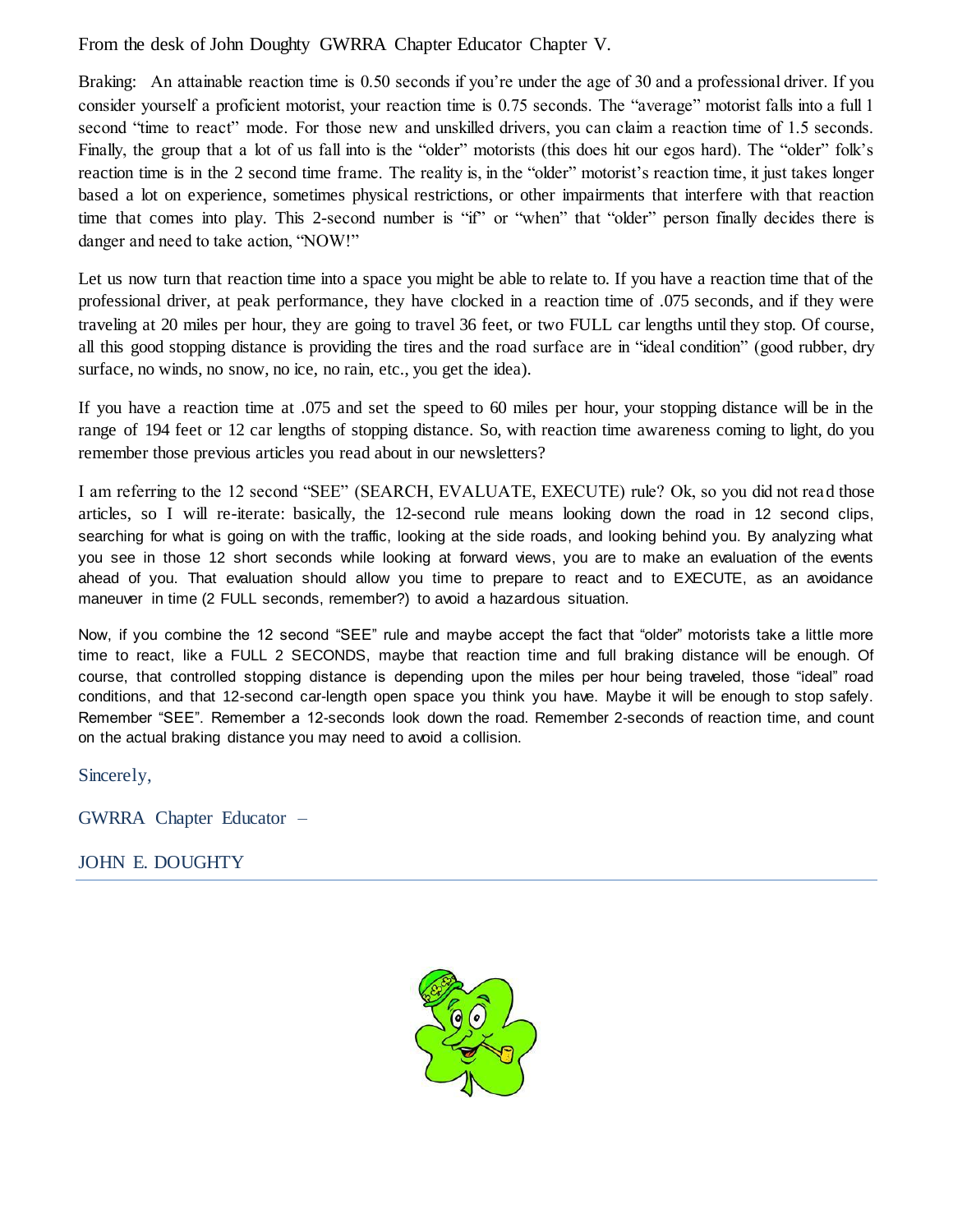From the desk of John Doughty GWRRA Chapter Educator Chapter V.

Braking: An attainable reaction time is 0.50 seconds if you're under the age of 30 and a professional driver. If you consider yourself a proficient motorist, your reaction time is 0.75 seconds. The "average" motorist falls into a full 1 second "time to react" mode. For those new and unskilled drivers, you can claim a reaction time of 1.5 seconds. Finally, the group that a lot of us fall into is the "older" motorists (this does hit our egos hard). The "older" folk's reaction time is in the 2 second time frame. The reality is, in the "older" motorist's reaction time, it just takes longer based a lot on experience, sometimes physical restrictions, or other impairments that interfere with that reaction time that comes into play. This 2-second number is "if" or "when" that "older" person finally decides there is danger and need to take action, "NOW!"

Let us now turn that reaction time into a space you might be able to relate to. If you have a reaction time that of the professional driver, at peak performance, they have clocked in a reaction time of .075 seconds, and if they were traveling at 20 miles per hour, they are going to travel 36 feet, or two FULL car lengths until they stop. Of course, all this good stopping distance is providing the tires and the road surface are in "ideal condition" (good rubber, dry surface, no winds, no snow, no ice, no rain, etc., you get the idea).

If you have a reaction time at .075 and set the speed to 60 miles per hour, your stopping distance will be in the range of 194 feet or 12 car lengths of stopping distance. So, with reaction time awareness coming to light, do you remember those previous articles you read about in our newsletters?

I am referring to the 12 second "SEE" (SEARCH, EVALUATE, EXECUTE) rule? Ok, so you did not read those articles, so I will re-iterate: basically, the 12-second rule means looking down the road in 12 second clips, searching for what is going on with the traffic, looking at the side roads, and looking behind you. By analyzing what you see in those 12 short seconds while looking at forward views, you are to make an evaluation of the events ahead of you. That evaluation should allow you time to prepare to react and to EXECUTE, as an avoidance maneuver in time (2 FULL seconds, remember?) to avoid a hazardous situation.

Now, if you combine the 12 second "SEE" rule and maybe accept the fact that "older" motorists take a little more time to react, like a FULL 2 SECONDS, maybe that reaction time and full braking distance will be enough. Of course, that controlled stopping distance is depending upon the miles per hour being traveled, those "ideal" road conditions, and that 12-second car-length open space you think you have. Maybe it will be enough to stop safely. Remember "SEE". Remember a 12-seconds look down the road. Remember 2-seconds of reaction time, and count on the actual braking distance you may need to avoid a collision.

Sincerely,

GWRRA Chapter Educator –

JOHN E. DOUGHTY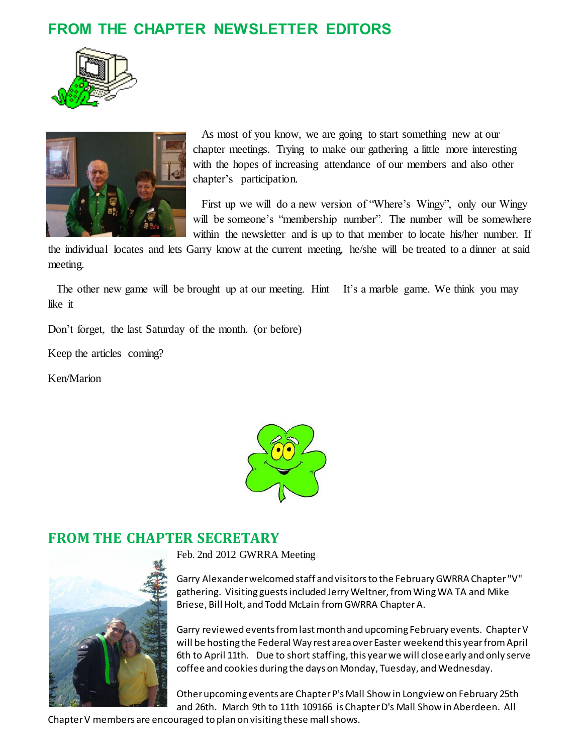## FROM THE CHAPTER NEWSLETTER EDITORS

As most of you know, we are going to start something new at our chapter meetings. Trying to make our gathering a little more interesting with the hopes of increasing attendance of our members and also other chapter's participation.

First up we will do a new version of "Where's Wingy", only our Wingy will be someone's "membership number". The number will be somewhere within the newsletter and is up to that member to locate his/her number. If the individual locates and lets Garry know at the current meeting, he/she will be treated to a dinner at said meeting.

The other new game will be brought up at our meeting. Hint It's a marble game. We think you may like it

Don't forget, the last Saturday of the month. (or before)

Keep the articles coming?

Ken/Marion

## FROM THE CHAPTER SECRETARY

Feb. 2nd 2012 GWRRA Meeting

Garry Alexander welcomed staff and visitors to the February GWRRA Chapter "V" gathering. Visiting guests included Jerry Weltner, from Wing WA TA and Mike Briese, Bill Holt, and Todd McLain from GWRRA Chapter A.

Garry reviewed events from last month and upcoming February events. Chapter V will be hosting the Federal Way rest area over Easter weekend this year from April 6th to April 11th. Due to short staffing, this year we will close early and only serve coffee and cookies during the days on Monday, Tuesday, and Wednesday.

Other upcoming events are Chapter P's Mall Show in Longview on February 25th and 26th. March 9th to 11th 109166 is Chapter D's Mall Show in Aberdeen. All Chapter V members are encouraged to plan on visiting these mall shows.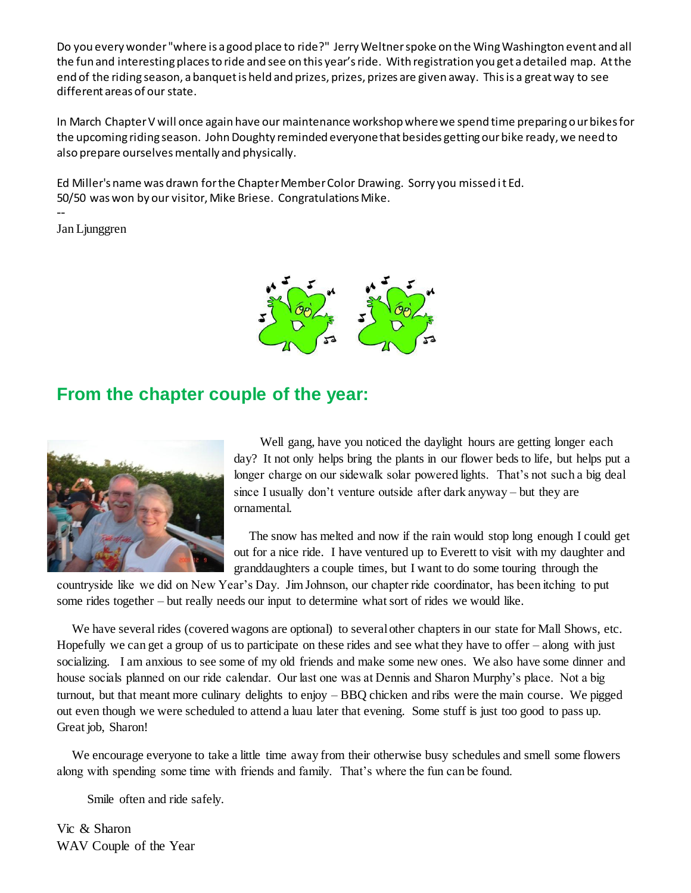Do you every wonder "where is a good place to ride?" Jerry Weltner spoke on the Wing Washington event and all the fun and interesting places to ride and see on this year's ride. With registration you get a detailed map. At the end of the riding season, a banquet is held and prizes, prizes, prizes are given away. This is a great way to see different areas of our state.

In March Chapter V will once again have our maintenance workshop where we spend time preparing our bikes for the upcoming riding season. John Doughty reminded everyone that besides getting our bike ready, we need to also prepare ourselves mentally and physically.

Ed Miller's name was drawn for the Chapter Member Color Drawing. Sorry you missed it Ed.
50/50 was won by our visitor, Mike Briese. Congratulations Mike.

--
Jan Ljunggren

## From the chapter couple of the year:

Well gang, have you noticed the daylight hours are getting longer each day? It not only helps bring the plants in our flower beds to life, but helps put a longer charge on our sidewalk solar powered lights. That's not such a big deal since I usually don't venture outside after dark anyway – but they are ornamental.

The snow has melted and now if the rain would stop long enough I could get out for a nice ride. I have ventured up to Everett to visit with my daughter and granddaughters a couple times, but I want to do some touring through the countryside like we did on New Year's Day. Jim Johnson, our chapter ride coordinator, has been itching to put some rides together – but really needs our input to determine what sort of rides we would like.

We have several rides (covered wagons are optional) to several other chapters in our state for Mall Shows, etc. Hopefully we can get a group of us to participate on these rides and see what they have to offer – along with just socializing. I am anxious to see some of my old friends and make some new ones. We also have some dinner and house socials planned on our ride calendar. Our last one was at Dennis and Sharon Murphy's place. Not a big turnout, but that meant more culinary delights to enjoy – BBQ chicken and ribs were the main course. We pigged out even though we were scheduled to attend a luau later that evening. Some stuff is just too good to pass up. Great job, Sharon!

We encourage everyone to take a little time away from their otherwise busy schedules and smell some flowers along with spending some time with friends and family. That's where the fun can be found.

Smile often and ride safely.

Vic & Sharon
WAV Couple of the Year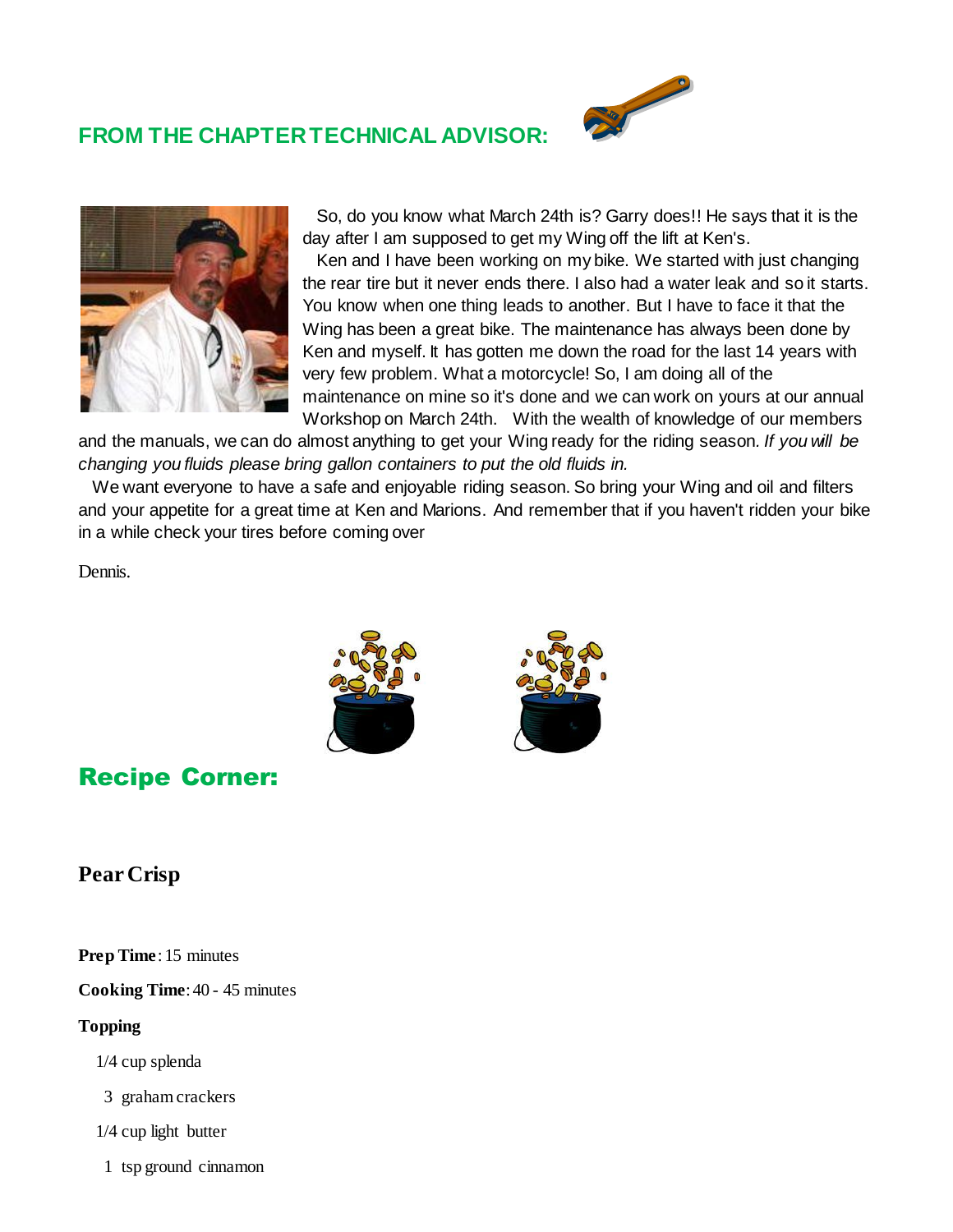## FROM THE CHAPTER TECHNICAL ADVISOR:

So, do you know what March 24th is? Garry does!! He says that it is the day after I am supposed to get my Wing off the lift at Ken's.

Ken and I have been working on my bike. We started with just changing the rear tire but it never ends there. I also had a water leak and so it starts. You know when one thing leads to another. But I have to face it that the Wing has been a great bike. The maintenance has always been done by Ken and myself. It has gotten me down the road for the last 14 years with very few problem. What a motorcycle! So, I am doing all of the maintenance on mine so it's done and we can work on yours at our annual Workshop on March 24th. With the wealth of knowledge of our members and the manuals, we can do almost anything to get your Wing ready for the riding season. *If you will be changing you fluids please bring gallon containers to put the old fluids in.*

We want everyone to have a safe and enjoyable riding season. So bring your Wing and oil and filters and your appetite for a great time at Ken and Marions. And remember that if you haven't ridden your bike in a while check your tires before coming over

Dennis.

## Recipe Corner:

### Pear Crisp

**Prep Time**: 15 minutes

**Cooking Time**: 40 - 45 minutes

**Topping**

1/4 cup splenda

3 graham crackers

1/4 cup light butter

1 tsp ground cinnamon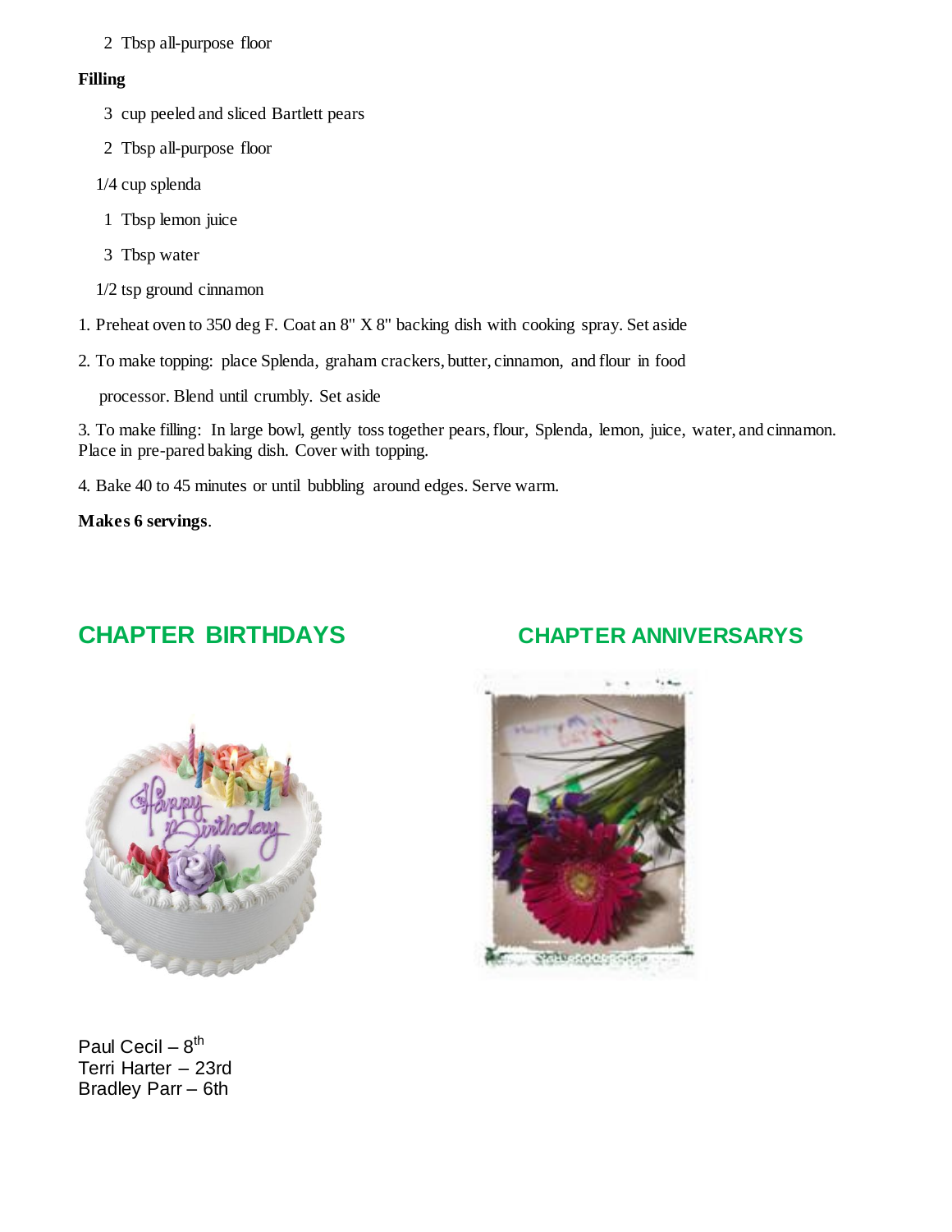2 Tbsp all-purpose floor

**Filling**

3 cup peeled and sliced Bartlett pears

2 Tbsp all-purpose floor

1/4 cup splenda

1 Tbsp lemon juice

3 Tbsp water

1/2 tsp ground cinnamon

1. Preheat oven to 350 deg F. Coat an 8" X 8" backing dish with cooking spray. Set aside

2. To make topping: place Splenda, graham crackers, butter, cinnamon, and flour in food processor. Blend until crumbly. Set aside

3. To make filling: In large bowl, gently toss together pears, flour, Splenda, lemon, juice, water, and cinnamon. Place in pre-pared baking dish. Cover with topping.

4. Bake 40 to 45 minutes or until bubbling around edges. Serve warm.

**Makes 6 servings**.

## CHAPTER BIRTHDAYS

Paul Cecil – 8th
Terri Harter – 23rd
Bradley Parr – 6th

## CHAPTER ANNIVERSARYS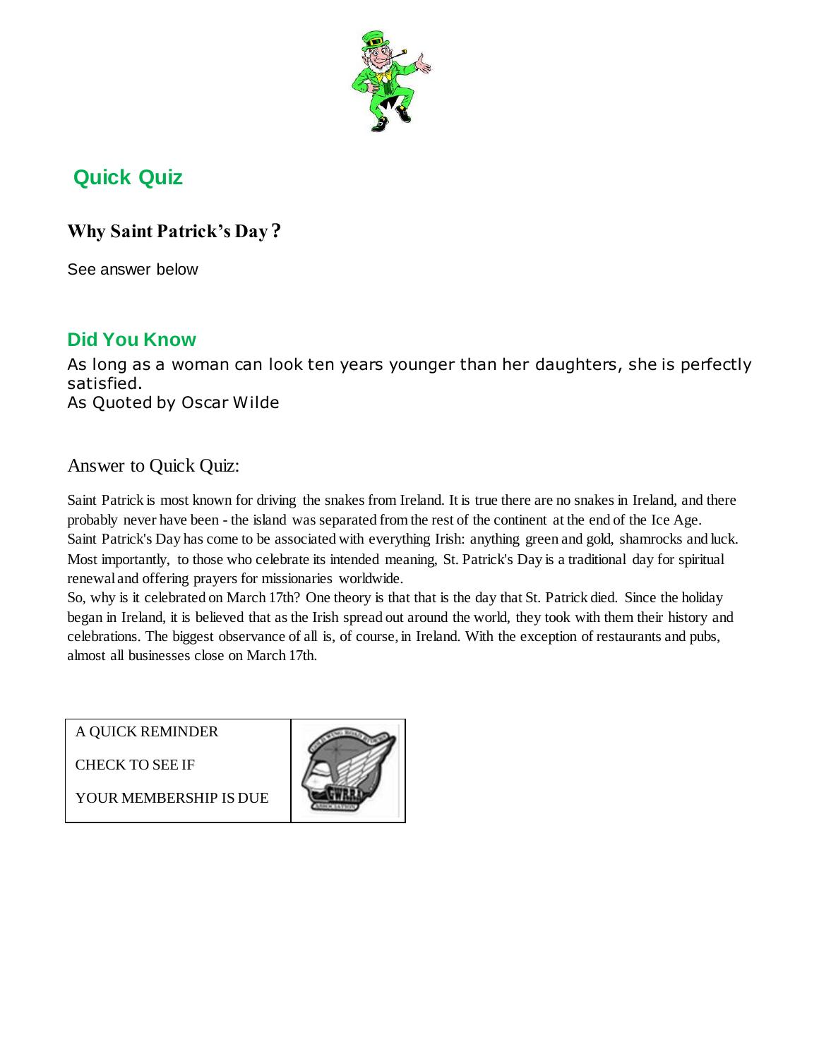## Quick Quiz

### Why Saint Patrick's Day ?

See answer below

## Did You Know

As long as a woman can look ten years younger than her daughters, she is perfectly satisfied.
As Quoted by Oscar Wilde

### Answer to Quick Quiz:

Saint Patrick is most known for driving the snakes from Ireland. It is true there are no snakes in Ireland, and there probably never have been - the island was separated from the rest of the continent at the end of the Ice Age. Saint Patrick's Day has come to be associated with everything Irish: anything green and gold, shamrocks and luck. Most importantly, to those who celebrate its intended meaning, St. Patrick's Day is a traditional day for spiritual renewal and offering prayers for missionaries worldwide.

So, why is it celebrated on March 17th? One theory is that that is the day that St. Patrick died. Since the holiday began in Ireland, it is believed that as the Irish spread out around the world, they took with them their history and celebrations. The biggest observance of all is, of course, in Ireland. With the exception of restaurants and pubs, almost all businesses close on March 17th.

A QUICK REMINDER

CHECK TO SEE IF

YOUR MEMBERSHIP IS DUE